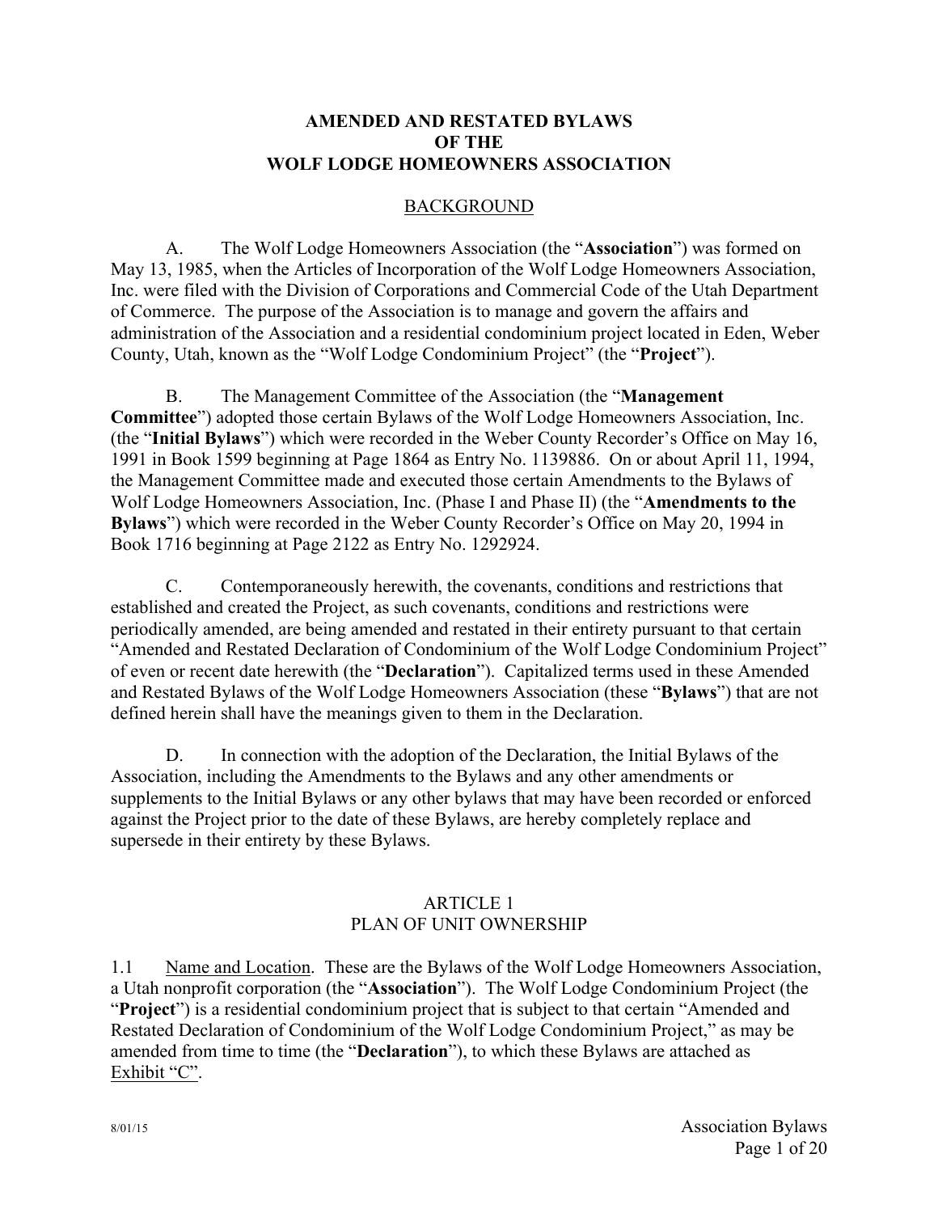# AMENDED AND RESTATED BYLAWS OF THE WOLF LODGE HOMEOWNERS ASSOCIATION

## BACKGROUND

A. The Wolf Lodge Homeowners Association (the "**Association**") was formed on May 13, 1985, when the Articles of Incorporation of the Wolf Lodge Homeowners Association, Inc. were filed with the Division of Corporations and Commercial Code of the Utah Department of Commerce. The purpose of the Association is to manage and govern the affairs and administration of the Association and a residential condominium project located in Eden, Weber County, Utah, known as the "Wolf Lodge Condominium Project" (the "**Project**").

B. The Management Committee of the Association (the "**Management Committee**") adopted those certain Bylaws of the Wolf Lodge Homeowners Association, Inc. (the "**Initial Bylaws**") which were recorded in the Weber County Recorder's Office on May 16, 1991 in Book 1599 beginning at Page 1864 as Entry No. 1139886. On or about April 11, 1994, the Management Committee made and executed those certain Amendments to the Bylaws of Wolf Lodge Homeowners Association, Inc. (Phase I and Phase II) (the "**Amendments to the Bylaws**") which were recorded in the Weber County Recorder's Office on May 20, 1994 in Book 1716 beginning at Page 2122 as Entry No. 1292924.

C. Contemporaneously herewith, the covenants, conditions and restrictions that established and created the Project, as such covenants, conditions and restrictions were periodically amended, are being amended and restated in their entirety pursuant to that certain "Amended and Restated Declaration of Condominium of the Wolf Lodge Condominium Project" of even or recent date herewith (the "**Declaration**"). Capitalized terms used in these Amended and Restated Bylaws of the Wolf Lodge Homeowners Association (these "**Bylaws**") that are not defined herein shall have the meanings given to them in the Declaration.

D. In connection with the adoption of the Declaration, the Initial Bylaws of the Association, including the Amendments to the Bylaws and any other amendments or supplements to the Initial Bylaws or any other bylaws that may have been recorded or enforced against the Project prior to the date of these Bylaws, are hereby completely replace and supersede in their entirety by these Bylaws.

## ARTICLE 1
## PLAN OF UNIT OWNERSHIP

1.1 Name and Location. These are the Bylaws of the Wolf Lodge Homeowners Association, a Utah nonprofit corporation (the "**Association**"). The Wolf Lodge Condominium Project (the "**Project**") is a residential condominium project that is subject to that certain "Amended and Restated Declaration of Condominium of the Wolf Lodge Condominium Project," as may be amended from time to time (the "**Declaration**"), to which these Bylaws are attached as Exhibit "C".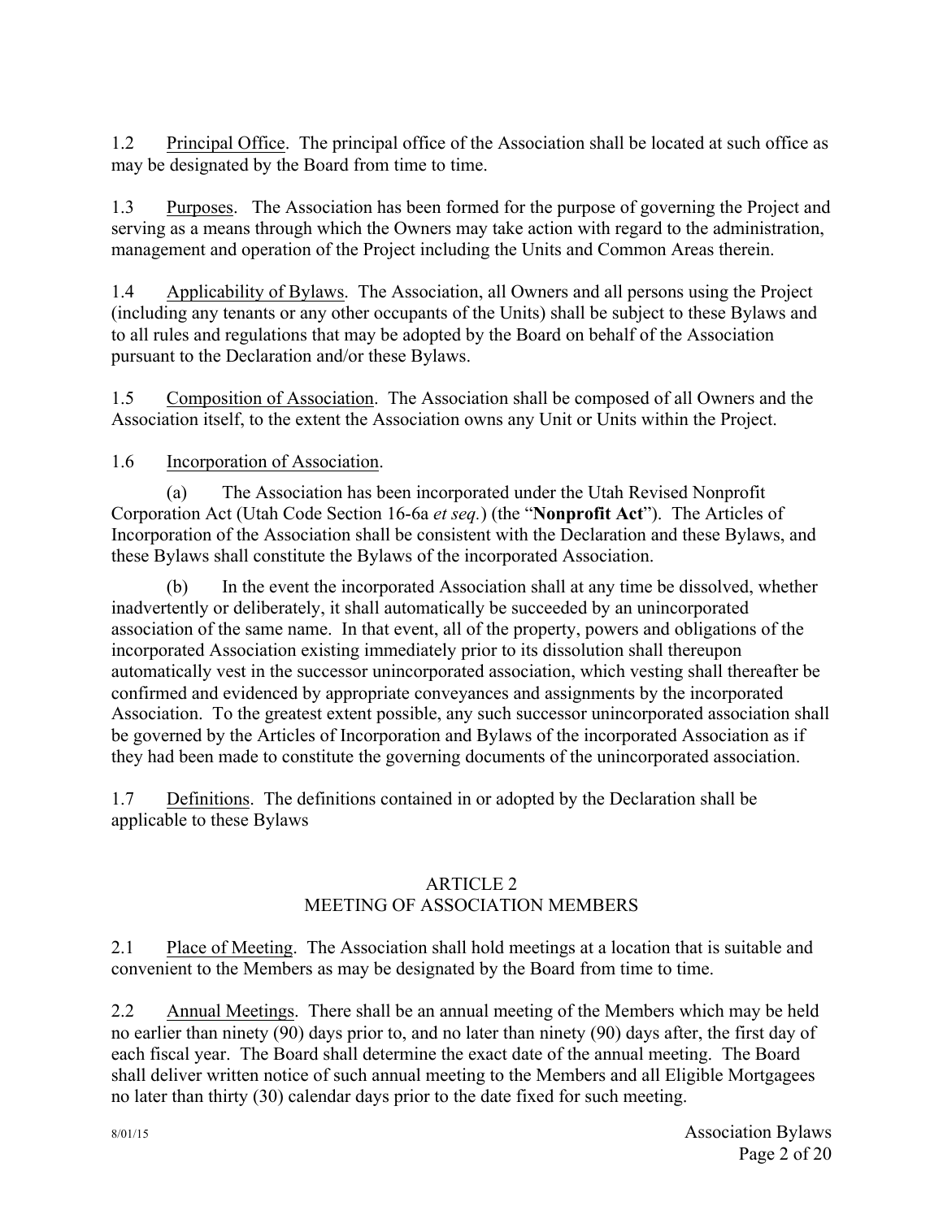1.2 Principal Office. The principal office of the Association shall be located at such office as may be designated by the Board from time to time.

1.3 Purposes. The Association has been formed for the purpose of governing the Project and serving as a means through which the Owners may take action with regard to the administration, management and operation of the Project including the Units and Common Areas therein.

1.4 Applicability of Bylaws. The Association, all Owners and all persons using the Project (including any tenants or any other occupants of the Units) shall be subject to these Bylaws and to all rules and regulations that may be adopted by the Board on behalf of the Association pursuant to the Declaration and/or these Bylaws.

1.5 Composition of Association. The Association shall be composed of all Owners and the Association itself, to the extent the Association owns any Unit or Units within the Project.

1.6 Incorporation of Association.

(a) The Association has been incorporated under the Utah Revised Nonprofit Corporation Act (Utah Code Section 16-6a *et seq.*) (the "**Nonprofit Act**"). The Articles of Incorporation of the Association shall be consistent with the Declaration and these Bylaws, and these Bylaws shall constitute the Bylaws of the incorporated Association.

(b) In the event the incorporated Association shall at any time be dissolved, whether inadvertently or deliberately, it shall automatically be succeeded by an unincorporated association of the same name. In that event, all of the property, powers and obligations of the incorporated Association existing immediately prior to its dissolution shall thereupon automatically vest in the successor unincorporated association, which vesting shall thereafter be confirmed and evidenced by appropriate conveyances and assignments by the incorporated Association. To the greatest extent possible, any such successor unincorporated association shall be governed by the Articles of Incorporation and Bylaws of the incorporated Association as if they had been made to constitute the governing documents of the unincorporated association.

1.7 Definitions. The definitions contained in or adopted by the Declaration shall be applicable to these Bylaws

## ARTICLE 2
## MEETING OF ASSOCIATION MEMBERS

2.1 Place of Meeting. The Association shall hold meetings at a location that is suitable and convenient to the Members as may be designated by the Board from time to time.

2.2 Annual Meetings. There shall be an annual meeting of the Members which may be held no earlier than ninety (90) days prior to, and no later than ninety (90) days after, the first day of each fiscal year. The Board shall determine the exact date of the annual meeting. The Board shall deliver written notice of such annual meeting to the Members and all Eligible Mortgagees no later than thirty (30) calendar days prior to the date fixed for such meeting.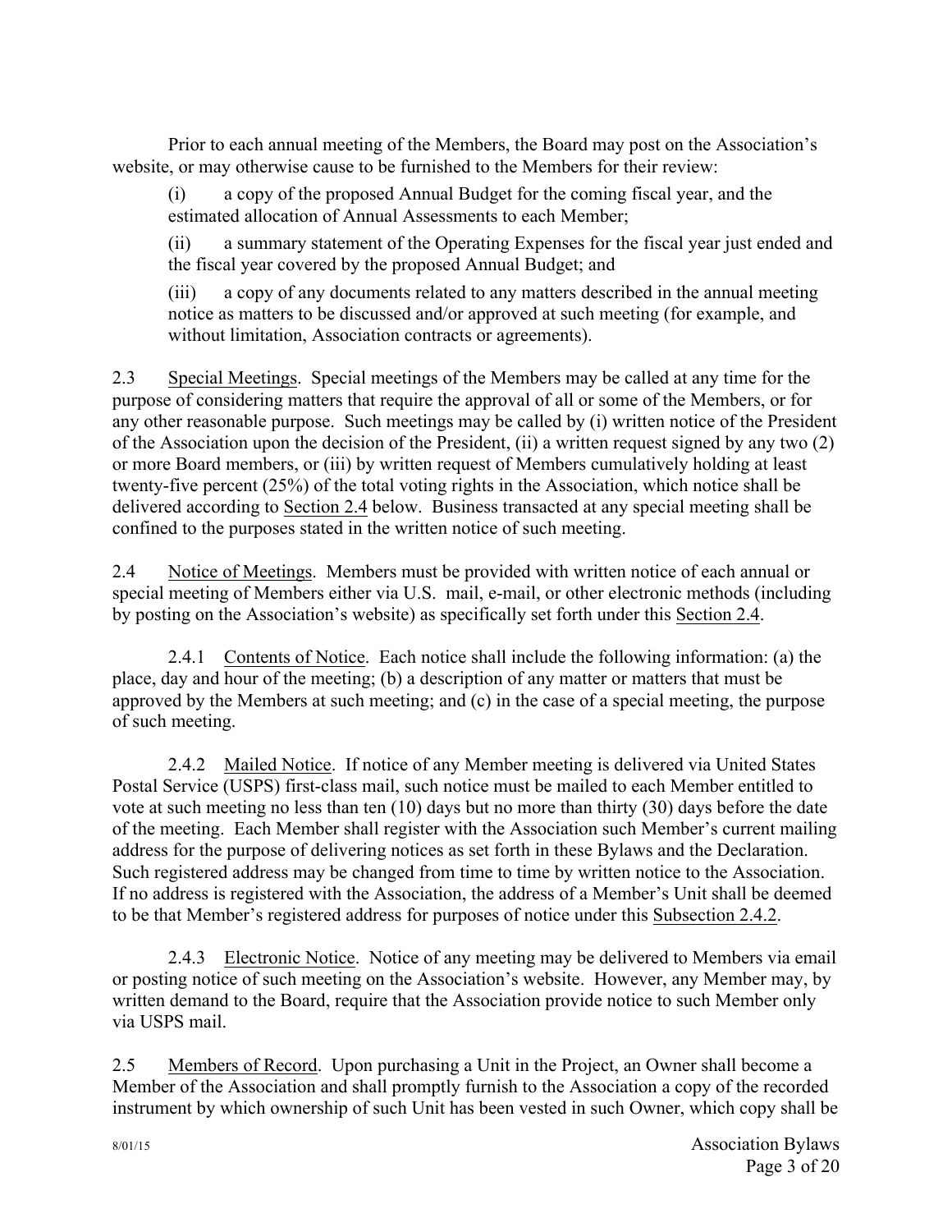Prior to each annual meeting of the Members, the Board may post on the Association's website, or may otherwise cause to be furnished to the Members for their review:

(i) a copy of the proposed Annual Budget for the coming fiscal year, and the estimated allocation of Annual Assessments to each Member;

(ii) a summary statement of the Operating Expenses for the fiscal year just ended and the fiscal year covered by the proposed Annual Budget; and

(iii) a copy of any documents related to any matters described in the annual meeting notice as matters to be discussed and/or approved at such meeting (for example, and without limitation, Association contracts or agreements).

2.3 Special Meetings. Special meetings of the Members may be called at any time for the purpose of considering matters that require the approval of all or some of the Members, or for any other reasonable purpose. Such meetings may be called by (i) written notice of the President of the Association upon the decision of the President, (ii) a written request signed by any two (2) or more Board members, or (iii) by written request of Members cumulatively holding at least twenty-five percent (25%) of the total voting rights in the Association, which notice shall be delivered according to Section 2.4 below. Business transacted at any special meeting shall be confined to the purposes stated in the written notice of such meeting.

2.4 Notice of Meetings. Members must be provided with written notice of each annual or special meeting of Members either via U.S. mail, e-mail, or other electronic methods (including by posting on the Association's website) as specifically set forth under this Section 2.4.

2.4.1 Contents of Notice. Each notice shall include the following information: (a) the place, day and hour of the meeting; (b) a description of any matter or matters that must be approved by the Members at such meeting; and (c) in the case of a special meeting, the purpose of such meeting.

2.4.2 Mailed Notice. If notice of any Member meeting is delivered via United States Postal Service (USPS) first-class mail, such notice must be mailed to each Member entitled to vote at such meeting no less than ten (10) days but no more than thirty (30) days before the date of the meeting. Each Member shall register with the Association such Member's current mailing address for the purpose of delivering notices as set forth in these Bylaws and the Declaration. Such registered address may be changed from time to time by written notice to the Association. If no address is registered with the Association, the address of a Member's Unit shall be deemed to be that Member's registered address for purposes of notice under this Subsection 2.4.2.

2.4.3 Electronic Notice. Notice of any meeting may be delivered to Members via email or posting notice of such meeting on the Association's website. However, any Member may, by written demand to the Board, require that the Association provide notice to such Member only via USPS mail.

2.5 Members of Record. Upon purchasing a Unit in the Project, an Owner shall become a Member of the Association and shall promptly furnish to the Association a copy of the recorded instrument by which ownership of such Unit has been vested in such Owner, which copy shall be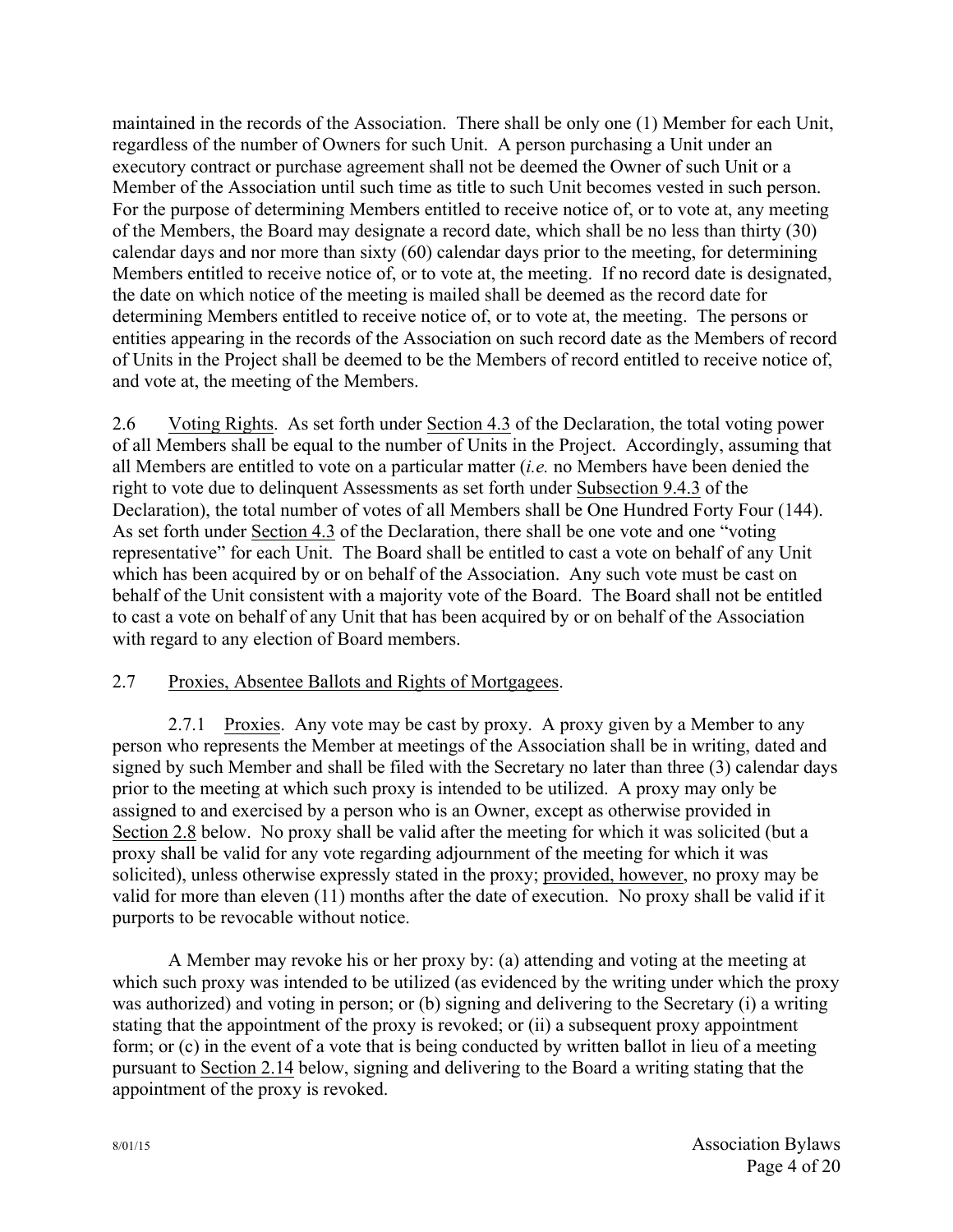maintained in the records of the Association. There shall be only one (1) Member for each Unit, regardless of the number of Owners for such Unit. A person purchasing a Unit under an executory contract or purchase agreement shall not be deemed the Owner of such Unit or a Member of the Association until such time as title to such Unit becomes vested in such person. For the purpose of determining Members entitled to receive notice of, or to vote at, any meeting of the Members, the Board may designate a record date, which shall be no less than thirty (30) calendar days and nor more than sixty (60) calendar days prior to the meeting, for determining Members entitled to receive notice of, or to vote at, the meeting. If no record date is designated, the date on which notice of the meeting is mailed shall be deemed as the record date for determining Members entitled to receive notice of, or to vote at, the meeting. The persons or entities appearing in the records of the Association on such record date as the Members of record of Units in the Project shall be deemed to be the Members of record entitled to receive notice of, and vote at, the meeting of the Members.

2.6 Voting Rights. As set forth under Section 4.3 of the Declaration, the total voting power of all Members shall be equal to the number of Units in the Project. Accordingly, assuming that all Members are entitled to vote on a particular matter (*i.e.* no Members have been denied the right to vote due to delinquent Assessments as set forth under Subsection 9.4.3 of the Declaration), the total number of votes of all Members shall be One Hundred Forty Four (144). As set forth under Section 4.3 of the Declaration, there shall be one vote and one "voting representative" for each Unit. The Board shall be entitled to cast a vote on behalf of any Unit which has been acquired by or on behalf of the Association. Any such vote must be cast on behalf of the Unit consistent with a majority vote of the Board. The Board shall not be entitled to cast a vote on behalf of any Unit that has been acquired by or on behalf of the Association with regard to any election of Board members.

2.7 Proxies, Absentee Ballots and Rights of Mortgagees.

2.7.1 Proxies. Any vote may be cast by proxy. A proxy given by a Member to any person who represents the Member at meetings of the Association shall be in writing, dated and signed by such Member and shall be filed with the Secretary no later than three (3) calendar days prior to the meeting at which such proxy is intended to be utilized. A proxy may only be assigned to and exercised by a person who is an Owner, except as otherwise provided in Section 2.8 below. No proxy shall be valid after the meeting for which it was solicited (but a proxy shall be valid for any vote regarding adjournment of the meeting for which it was solicited), unless otherwise expressly stated in the proxy; provided, however, no proxy may be valid for more than eleven (11) months after the date of execution. No proxy shall be valid if it purports to be revocable without notice.

A Member may revoke his or her proxy by: (a) attending and voting at the meeting at which such proxy was intended to be utilized (as evidenced by the writing under which the proxy was authorized) and voting in person; or (b) signing and delivering to the Secretary (i) a writing stating that the appointment of the proxy is revoked; or (ii) a subsequent proxy appointment form; or (c) in the event of a vote that is being conducted by written ballot in lieu of a meeting pursuant to Section 2.14 below, signing and delivering to the Board a writing stating that the appointment of the proxy is revoked.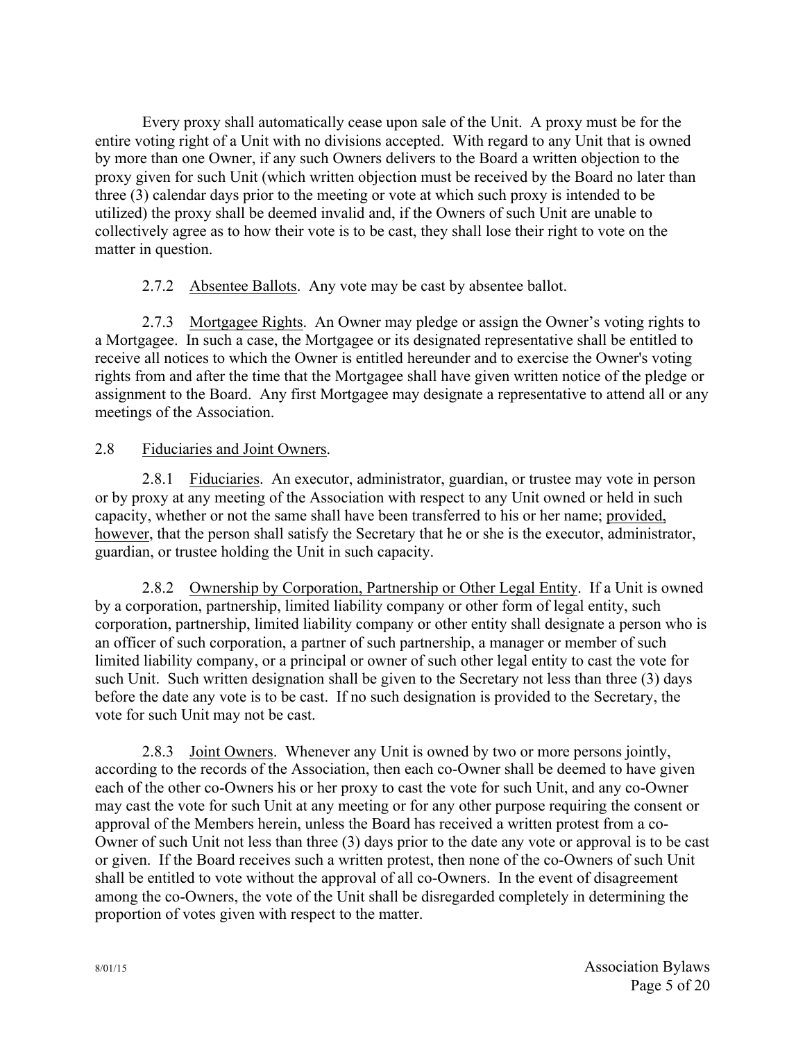Every proxy shall automatically cease upon sale of the Unit. A proxy must be for the entire voting right of a Unit with no divisions accepted. With regard to any Unit that is owned by more than one Owner, if any such Owners delivers to the Board a written objection to the proxy given for such Unit (which written objection must be received by the Board no later than three (3) calendar days prior to the meeting or vote at which such proxy is intended to be utilized) the proxy shall be deemed invalid and, if the Owners of such Unit are unable to collectively agree as to how their vote is to be cast, they shall lose their right to vote on the matter in question.

2.7.2 Absentee Ballots. Any vote may be cast by absentee ballot.

2.7.3 Mortgagee Rights. An Owner may pledge or assign the Owner's voting rights to a Mortgagee. In such a case, the Mortgagee or its designated representative shall be entitled to receive all notices to which the Owner is entitled hereunder and to exercise the Owner's voting rights from and after the time that the Mortgagee shall have given written notice of the pledge or assignment to the Board. Any first Mortgagee may designate a representative to attend all or any meetings of the Association.

2.8 Fiduciaries and Joint Owners.

2.8.1 Fiduciaries. An executor, administrator, guardian, or trustee may vote in person or by proxy at any meeting of the Association with respect to any Unit owned or held in such capacity, whether or not the same shall have been transferred to his or her name; provided, however, that the person shall satisfy the Secretary that he or she is the executor, administrator, guardian, or trustee holding the Unit in such capacity.

2.8.2 Ownership by Corporation, Partnership or Other Legal Entity. If a Unit is owned by a corporation, partnership, limited liability company or other form of legal entity, such corporation, partnership, limited liability company or other entity shall designate a person who is an officer of such corporation, a partner of such partnership, a manager or member of such limited liability company, or a principal or owner of such other legal entity to cast the vote for such Unit. Such written designation shall be given to the Secretary not less than three (3) days before the date any vote is to be cast. If no such designation is provided to the Secretary, the vote for such Unit may not be cast.

2.8.3 Joint Owners. Whenever any Unit is owned by two or more persons jointly, according to the records of the Association, then each co-Owner shall be deemed to have given each of the other co-Owners his or her proxy to cast the vote for such Unit, and any co-Owner may cast the vote for such Unit at any meeting or for any other purpose requiring the consent or approval of the Members herein, unless the Board has received a written protest from a co-Owner of such Unit not less than three (3) days prior to the date any vote or approval is to be cast or given. If the Board receives such a written protest, then none of the co-Owners of such Unit shall be entitled to vote without the approval of all co-Owners. In the event of disagreement among the co-Owners, the vote of the Unit shall be disregarded completely in determining the proportion of votes given with respect to the matter.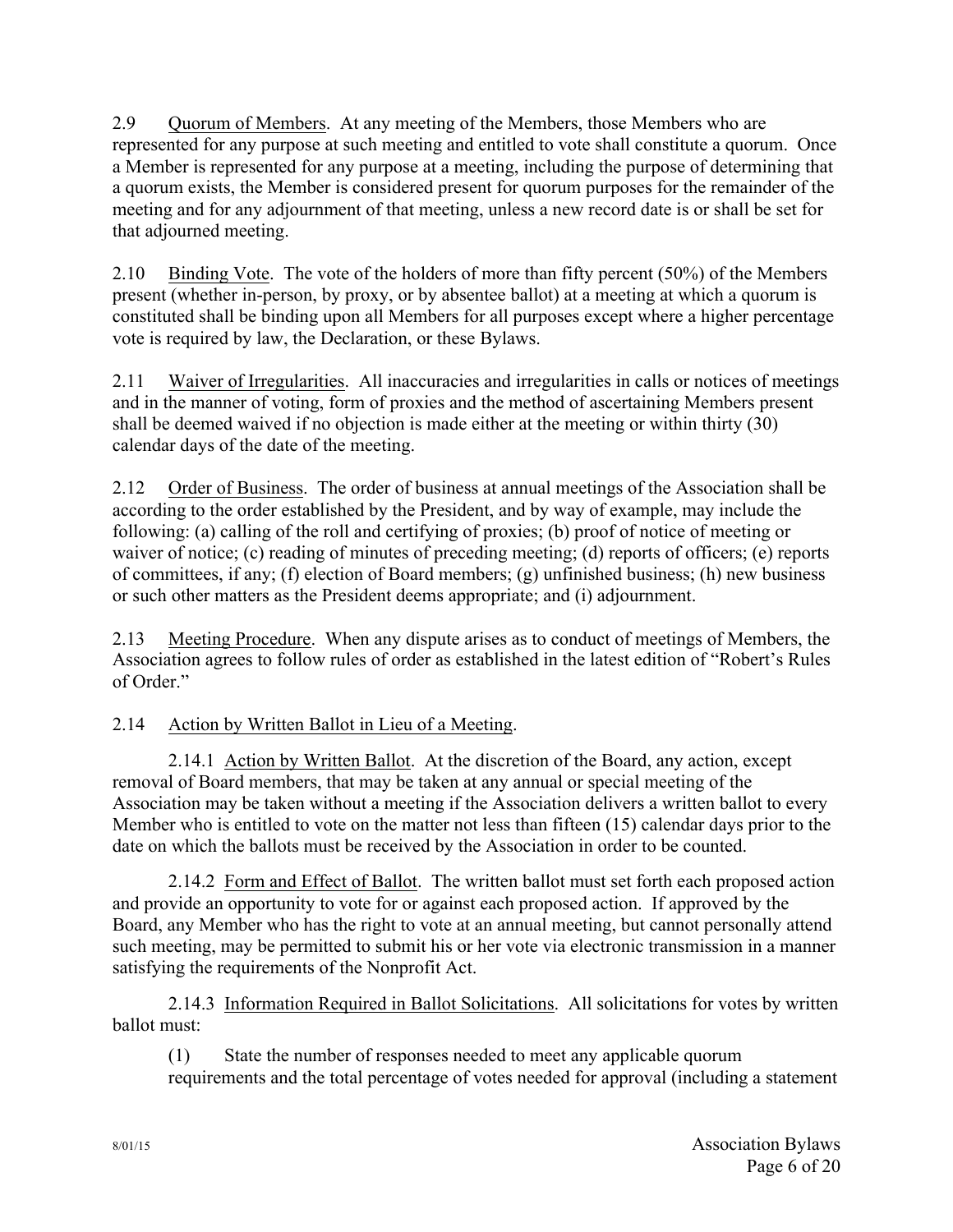2.9 Quorum of Members. At any meeting of the Members, those Members who are represented for any purpose at such meeting and entitled to vote shall constitute a quorum. Once a Member is represented for any purpose at a meeting, including the purpose of determining that a quorum exists, the Member is considered present for quorum purposes for the remainder of the meeting and for any adjournment of that meeting, unless a new record date is or shall be set for that adjourned meeting.

2.10 Binding Vote. The vote of the holders of more than fifty percent (50%) of the Members present (whether in-person, by proxy, or by absentee ballot) at a meeting at which a quorum is constituted shall be binding upon all Members for all purposes except where a higher percentage vote is required by law, the Declaration, or these Bylaws.

2.11 Waiver of Irregularities. All inaccuracies and irregularities in calls or notices of meetings and in the manner of voting, form of proxies and the method of ascertaining Members present shall be deemed waived if no objection is made either at the meeting or within thirty (30) calendar days of the date of the meeting.

2.12 Order of Business. The order of business at annual meetings of the Association shall be according to the order established by the President, and by way of example, may include the following: (a) calling of the roll and certifying of proxies; (b) proof of notice of meeting or waiver of notice; (c) reading of minutes of preceding meeting; (d) reports of officers; (e) reports of committees, if any; (f) election of Board members; (g) unfinished business; (h) new business or such other matters as the President deems appropriate; and (i) adjournment.

2.13 Meeting Procedure. When any dispute arises as to conduct of meetings of Members, the Association agrees to follow rules of order as established in the latest edition of "Robert's Rules of Order."

2.14 Action by Written Ballot in Lieu of a Meeting.

2.14.1 Action by Written Ballot. At the discretion of the Board, any action, except removal of Board members, that may be taken at any annual or special meeting of the Association may be taken without a meeting if the Association delivers a written ballot to every Member who is entitled to vote on the matter not less than fifteen (15) calendar days prior to the date on which the ballots must be received by the Association in order to be counted.

2.14.2 Form and Effect of Ballot. The written ballot must set forth each proposed action and provide an opportunity to vote for or against each proposed action. If approved by the Board, any Member who has the right to vote at an annual meeting, but cannot personally attend such meeting, may be permitted to submit his or her vote via electronic transmission in a manner satisfying the requirements of the Nonprofit Act.

2.14.3 Information Required in Ballot Solicitations. All solicitations for votes by written ballot must:

(1) State the number of responses needed to meet any applicable quorum requirements and the total percentage of votes needed for approval (including a statement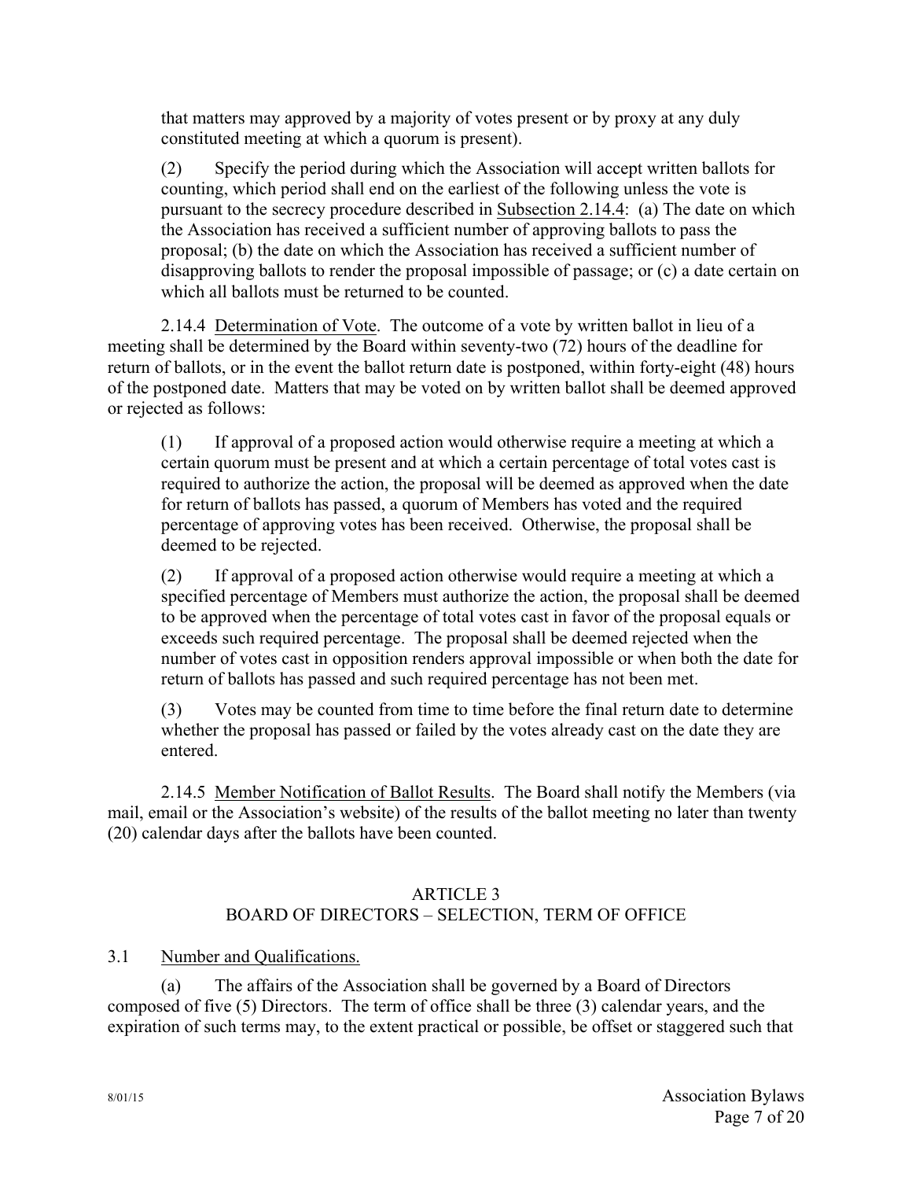that matters may approved by a majority of votes present or by proxy at any duly constituted meeting at which a quorum is present).

(2) Specify the period during which the Association will accept written ballots for counting, which period shall end on the earliest of the following unless the vote is pursuant to the secrecy procedure described in Subsection 2.14.4: (a) The date on which the Association has received a sufficient number of approving ballots to pass the proposal; (b) the date on which the Association has received a sufficient number of disapproving ballots to render the proposal impossible of passage; or (c) a date certain on which all ballots must be returned to be counted.

2.14.4 Determination of Vote. The outcome of a vote by written ballot in lieu of a meeting shall be determined by the Board within seventy-two (72) hours of the deadline for return of ballots, or in the event the ballot return date is postponed, within forty-eight (48) hours of the postponed date. Matters that may be voted on by written ballot shall be deemed approved or rejected as follows:

(1) If approval of a proposed action would otherwise require a meeting at which a certain quorum must be present and at which a certain percentage of total votes cast is required to authorize the action, the proposal will be deemed as approved when the date for return of ballots has passed, a quorum of Members has voted and the required percentage of approving votes has been received. Otherwise, the proposal shall be deemed to be rejected.

(2) If approval of a proposed action otherwise would require a meeting at which a specified percentage of Members must authorize the action, the proposal shall be deemed to be approved when the percentage of total votes cast in favor of the proposal equals or exceeds such required percentage. The proposal shall be deemed rejected when the number of votes cast in opposition renders approval impossible or when both the date for return of ballots has passed and such required percentage has not been met.

(3) Votes may be counted from time to time before the final return date to determine whether the proposal has passed or failed by the votes already cast on the date they are entered.

2.14.5 Member Notification of Ballot Results. The Board shall notify the Members (via mail, email or the Association's website) of the results of the ballot meeting no later than twenty (20) calendar days after the ballots have been counted.

## ARTICLE 3
## BOARD OF DIRECTORS – SELECTION, TERM OF OFFICE

### 3.1 Number and Qualifications.

(a) The affairs of the Association shall be governed by a Board of Directors composed of five (5) Directors. The term of office shall be three (3) calendar years, and the expiration of such terms may, to the extent practical or possible, be offset or staggered such that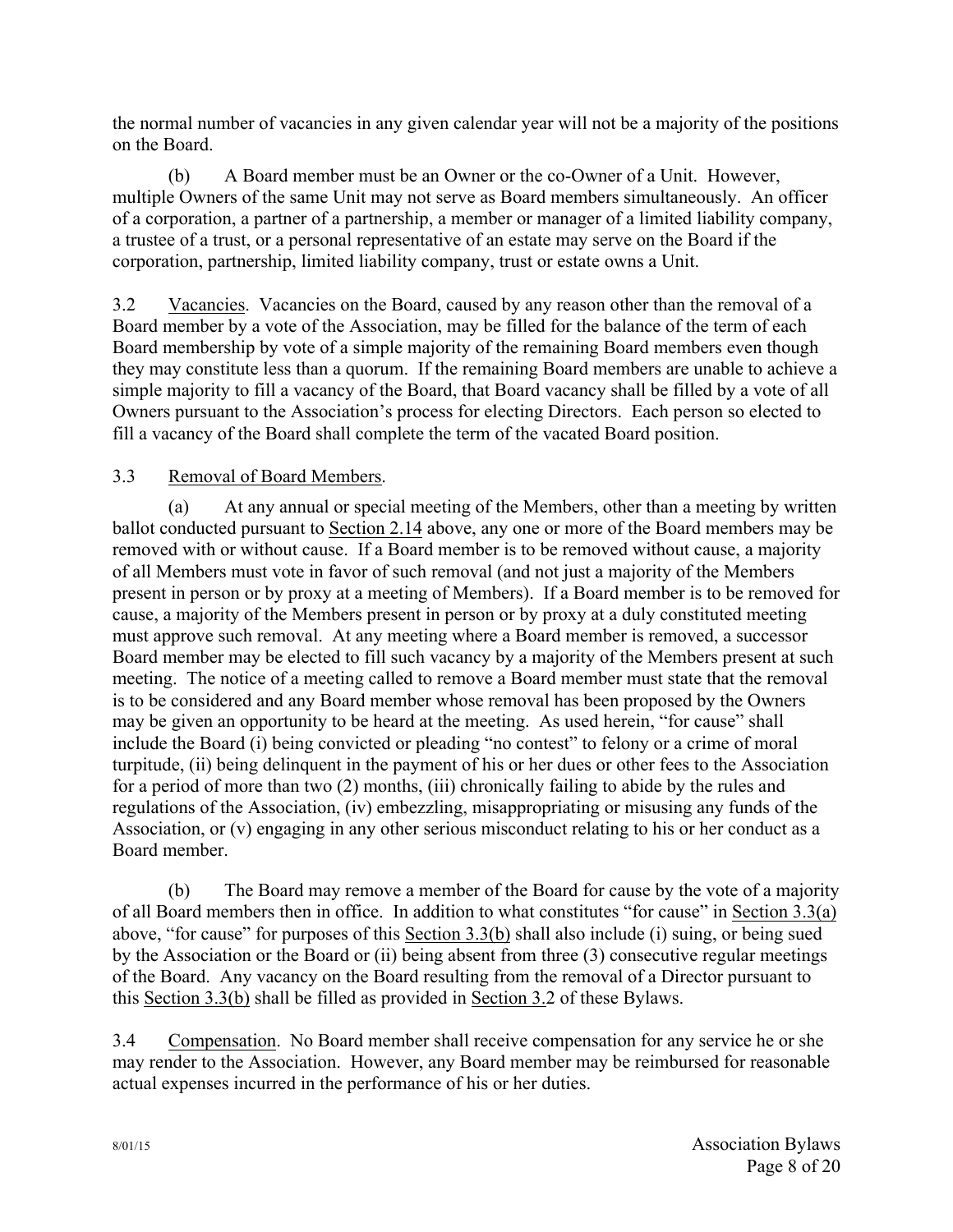the normal number of vacancies in any given calendar year will not be a majority of the positions on the Board.

(b) A Board member must be an Owner or the co-Owner of a Unit. However, multiple Owners of the same Unit may not serve as Board members simultaneously. An officer of a corporation, a partner of a partnership, a member or manager of a limited liability company, a trustee of a trust, or a personal representative of an estate may serve on the Board if the corporation, partnership, limited liability company, trust or estate owns a Unit.

3.2 Vacancies. Vacancies on the Board, caused by any reason other than the removal of a Board member by a vote of the Association, may be filled for the balance of the term of each Board membership by vote of a simple majority of the remaining Board members even though they may constitute less than a quorum. If the remaining Board members are unable to achieve a simple majority to fill a vacancy of the Board, that Board vacancy shall be filled by a vote of all Owners pursuant to the Association's process for electing Directors. Each person so elected to fill a vacancy of the Board shall complete the term of the vacated Board position.

3.3 Removal of Board Members.

(a) At any annual or special meeting of the Members, other than a meeting by written ballot conducted pursuant to Section 2.14 above, any one or more of the Board members may be removed with or without cause. If a Board member is to be removed without cause, a majority of all Members must vote in favor of such removal (and not just a majority of the Members present in person or by proxy at a meeting of Members). If a Board member is to be removed for cause, a majority of the Members present in person or by proxy at a duly constituted meeting must approve such removal. At any meeting where a Board member is removed, a successor Board member may be elected to fill such vacancy by a majority of the Members present at such meeting. The notice of a meeting called to remove a Board member must state that the removal is to be considered and any Board member whose removal has been proposed by the Owners may be given an opportunity to be heard at the meeting. As used herein, "for cause" shall include the Board (i) being convicted or pleading "no contest" to felony or a crime of moral turpitude, (ii) being delinquent in the payment of his or her dues or other fees to the Association for a period of more than two (2) months, (iii) chronically failing to abide by the rules and regulations of the Association, (iv) embezzling, misappropriating or misusing any funds of the Association, or (v) engaging in any other serious misconduct relating to his or her conduct as a Board member.

(b) The Board may remove a member of the Board for cause by the vote of a majority of all Board members then in office. In addition to what constitutes "for cause" in Section 3.3(a) above, "for cause" for purposes of this Section 3.3(b) shall also include (i) suing, or being sued by the Association or the Board or (ii) being absent from three (3) consecutive regular meetings of the Board. Any vacancy on the Board resulting from the removal of a Director pursuant to this Section 3.3(b) shall be filled as provided in Section 3.2 of these Bylaws.

3.4 Compensation. No Board member shall receive compensation for any service he or she may render to the Association. However, any Board member may be reimbursed for reasonable actual expenses incurred in the performance of his or her duties.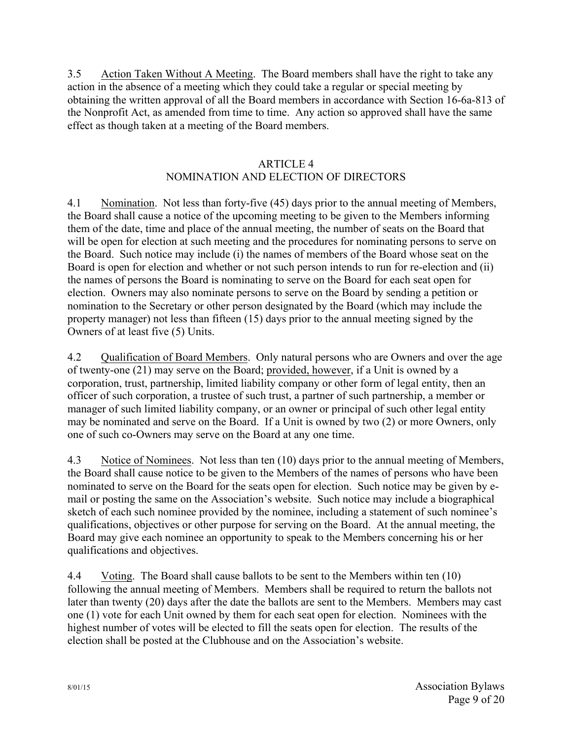3.5 Action Taken Without A Meeting. The Board members shall have the right to take any action in the absence of a meeting which they could take a regular or special meeting by obtaining the written approval of all the Board members in accordance with Section 16-6a-813 of the Nonprofit Act, as amended from time to time. Any action so approved shall have the same effect as though taken at a meeting of the Board members.

## ARTICLE 4
## NOMINATION AND ELECTION OF DIRECTORS

4.1 Nomination. Not less than forty-five (45) days prior to the annual meeting of Members, the Board shall cause a notice of the upcoming meeting to be given to the Members informing them of the date, time and place of the annual meeting, the number of seats on the Board that will be open for election at such meeting and the procedures for nominating persons to serve on the Board. Such notice may include (i) the names of members of the Board whose seat on the Board is open for election and whether or not such person intends to run for re-election and (ii) the names of persons the Board is nominating to serve on the Board for each seat open for election. Owners may also nominate persons to serve on the Board by sending a petition or nomination to the Secretary or other person designated by the Board (which may include the property manager) not less than fifteen (15) days prior to the annual meeting signed by the Owners of at least five (5) Units.

4.2 Qualification of Board Members. Only natural persons who are Owners and over the age of twenty-one (21) may serve on the Board; provided, however, if a Unit is owned by a corporation, trust, partnership, limited liability company or other form of legal entity, then an officer of such corporation, a trustee of such trust, a partner of such partnership, a member or manager of such limited liability company, or an owner or principal of such other legal entity may be nominated and serve on the Board. If a Unit is owned by two (2) or more Owners, only one of such co-Owners may serve on the Board at any one time.

4.3 Notice of Nominees. Not less than ten (10) days prior to the annual meeting of Members, the Board shall cause notice to be given to the Members of the names of persons who have been nominated to serve on the Board for the seats open for election. Such notice may be given by e-mail or posting the same on the Association's website. Such notice may include a biographical sketch of each such nominee provided by the nominee, including a statement of such nominee's qualifications, objectives or other purpose for serving on the Board. At the annual meeting, the Board may give each nominee an opportunity to speak to the Members concerning his or her qualifications and objectives.

4.4 Voting. The Board shall cause ballots to be sent to the Members within ten (10) following the annual meeting of Members. Members shall be required to return the ballots not later than twenty (20) days after the date the ballots are sent to the Members. Members may cast one (1) vote for each Unit owned by them for each seat open for election. Nominees with the highest number of votes will be elected to fill the seats open for election. The results of the election shall be posted at the Clubhouse and on the Association's website.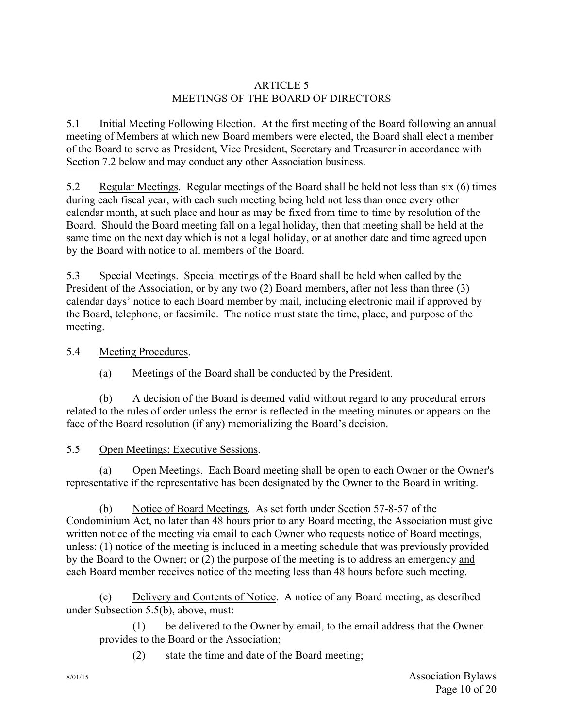## ARTICLE 5
## MEETINGS OF THE BOARD OF DIRECTORS

5.1 Initial Meeting Following Election. At the first meeting of the Board following an annual meeting of Members at which new Board members were elected, the Board shall elect a member of the Board to serve as President, Vice President, Secretary and Treasurer in accordance with Section 7.2 below and may conduct any other Association business.

5.2 Regular Meetings. Regular meetings of the Board shall be held not less than six (6) times during each fiscal year, with each such meeting being held not less than once every other calendar month, at such place and hour as may be fixed from time to time by resolution of the Board. Should the Board meeting fall on a legal holiday, then that meeting shall be held at the same time on the next day which is not a legal holiday, or at another date and time agreed upon by the Board with notice to all members of the Board.

5.3 Special Meetings. Special meetings of the Board shall be held when called by the President of the Association, or by any two (2) Board members, after not less than three (3) calendar days' notice to each Board member by mail, including electronic mail if approved by the Board, telephone, or facsimile. The notice must state the time, place, and purpose of the meeting.

5.4 Meeting Procedures.

(a) Meetings of the Board shall be conducted by the President.

(b) A decision of the Board is deemed valid without regard to any procedural errors related to the rules of order unless the error is reflected in the meeting minutes or appears on the face of the Board resolution (if any) memorializing the Board's decision.

5.5 Open Meetings; Executive Sessions.

(a) Open Meetings. Each Board meeting shall be open to each Owner or the Owner's representative if the representative has been designated by the Owner to the Board in writing.

(b) Notice of Board Meetings. As set forth under Section 57-8-57 of the Condominium Act, no later than 48 hours prior to any Board meeting, the Association must give written notice of the meeting via email to each Owner who requests notice of Board meetings, unless: (1) notice of the meeting is included in a meeting schedule that was previously provided by the Board to the Owner; or (2) the purpose of the meeting is to address an emergency and each Board member receives notice of the meeting less than 48 hours before such meeting.

(c) Delivery and Contents of Notice. A notice of any Board meeting, as described under Subsection 5.5(b), above, must:

(1) be delivered to the Owner by email, to the email address that the Owner provides to the Board or the Association;

(2) state the time and date of the Board meeting;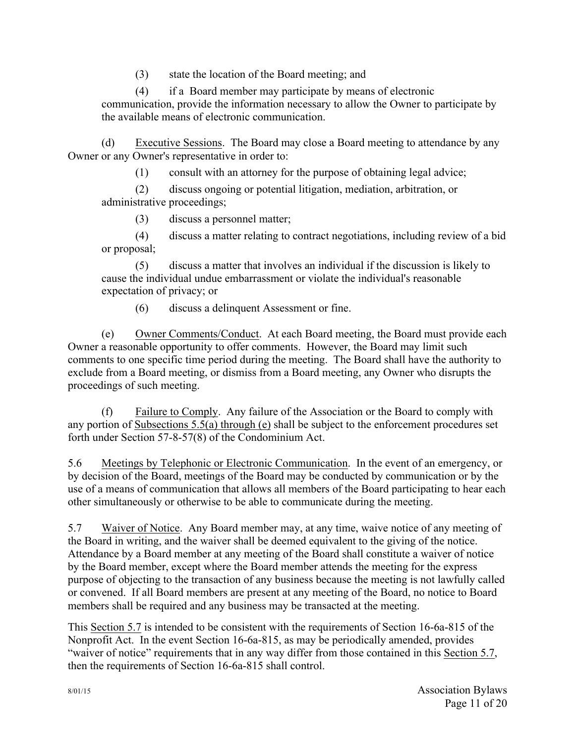(3) state the location of the Board meeting; and

(4) if a Board member may participate by means of electronic communication, provide the information necessary to allow the Owner to participate by the available means of electronic communication.

(d) Executive Sessions. The Board may close a Board meeting to attendance by any Owner or any Owner's representative in order to:

(1) consult with an attorney for the purpose of obtaining legal advice;

(2) discuss ongoing or potential litigation, mediation, arbitration, or administrative proceedings;

(3) discuss a personnel matter;

(4) discuss a matter relating to contract negotiations, including review of a bid or proposal;

(5) discuss a matter that involves an individual if the discussion is likely to cause the individual undue embarrassment or violate the individual's reasonable expectation of privacy; or

(6) discuss a delinquent Assessment or fine.

(e) Owner Comments/Conduct. At each Board meeting, the Board must provide each Owner a reasonable opportunity to offer comments. However, the Board may limit such comments to one specific time period during the meeting. The Board shall have the authority to exclude from a Board meeting, or dismiss from a Board meeting, any Owner who disrupts the proceedings of such meeting.

(f) Failure to Comply. Any failure of the Association or the Board to comply with any portion of Subsections 5.5(a) through (e) shall be subject to the enforcement procedures set forth under Section 57-8-57(8) of the Condominium Act.

5.6 Meetings by Telephonic or Electronic Communication. In the event of an emergency, or by decision of the Board, meetings of the Board may be conducted by communication or by the use of a means of communication that allows all members of the Board participating to hear each other simultaneously or otherwise to be able to communicate during the meeting.

5.7 Waiver of Notice. Any Board member may, at any time, waive notice of any meeting of the Board in writing, and the waiver shall be deemed equivalent to the giving of the notice. Attendance by a Board member at any meeting of the Board shall constitute a waiver of notice by the Board member, except where the Board member attends the meeting for the express purpose of objecting to the transaction of any business because the meeting is not lawfully called or convened. If all Board members are present at any meeting of the Board, no notice to Board members shall be required and any business may be transacted at the meeting.

This Section 5.7 is intended to be consistent with the requirements of Section 16-6a-815 of the Nonprofit Act. In the event Section 16-6a-815, as may be periodically amended, provides "waiver of notice" requirements that in any way differ from those contained in this Section 5.7, then the requirements of Section 16-6a-815 shall control.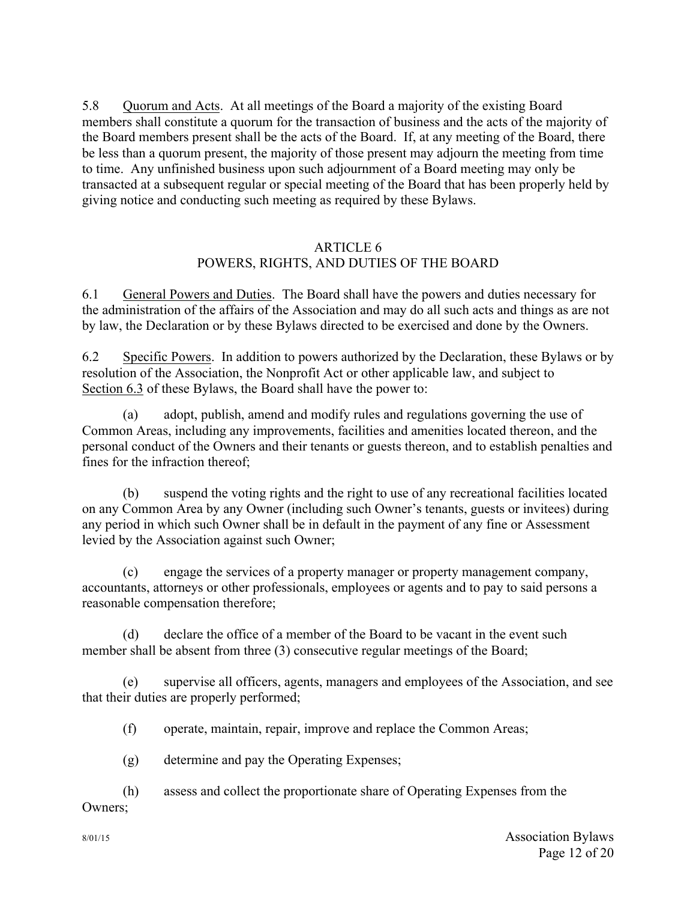5.8 Quorum and Acts. At all meetings of the Board a majority of the existing Board members shall constitute a quorum for the transaction of business and the acts of the majority of the Board members present shall be the acts of the Board. If, at any meeting of the Board, there be less than a quorum present, the majority of those present may adjourn the meeting from time to time. Any unfinished business upon such adjournment of a Board meeting may only be transacted at a subsequent regular or special meeting of the Board that has been properly held by giving notice and conducting such meeting as required by these Bylaws.

## ARTICLE 6
## POWERS, RIGHTS, AND DUTIES OF THE BOARD

6.1 General Powers and Duties. The Board shall have the powers and duties necessary for the administration of the affairs of the Association and may do all such acts and things as are not by law, the Declaration or by these Bylaws directed to be exercised and done by the Owners.

6.2 Specific Powers. In addition to powers authorized by the Declaration, these Bylaws or by resolution of the Association, the Nonprofit Act or other applicable law, and subject to Section 6.3 of these Bylaws, the Board shall have the power to:

(a) adopt, publish, amend and modify rules and regulations governing the use of Common Areas, including any improvements, facilities and amenities located thereon, and the personal conduct of the Owners and their tenants or guests thereon, and to establish penalties and fines for the infraction thereof;

(b) suspend the voting rights and the right to use of any recreational facilities located on any Common Area by any Owner (including such Owner's tenants, guests or invitees) during any period in which such Owner shall be in default in the payment of any fine or Assessment levied by the Association against such Owner;

(c) engage the services of a property manager or property management company, accountants, attorneys or other professionals, employees or agents and to pay to said persons a reasonable compensation therefore;

(d) declare the office of a member of the Board to be vacant in the event such member shall be absent from three (3) consecutive regular meetings of the Board;

(e) supervise all officers, agents, managers and employees of the Association, and see that their duties are properly performed;

(f) operate, maintain, repair, improve and replace the Common Areas;

(g) determine and pay the Operating Expenses;

(h) assess and collect the proportionate share of Operating Expenses from the Owners;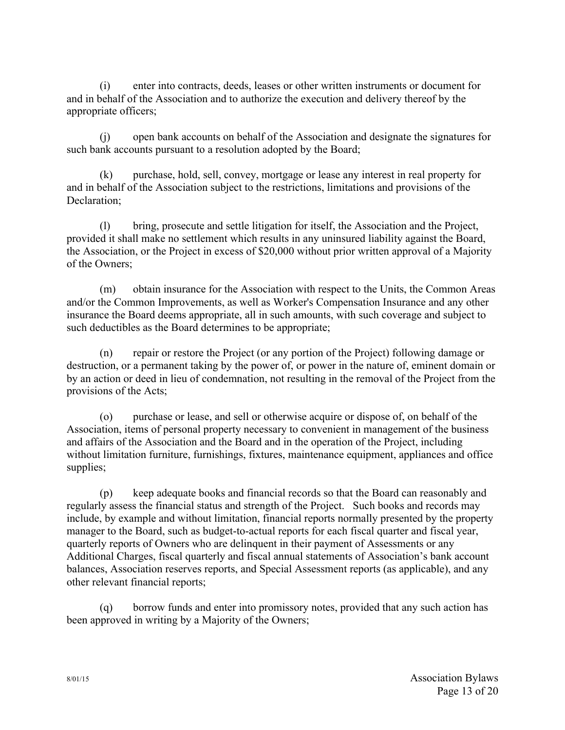(i) enter into contracts, deeds, leases or other written instruments or document for and in behalf of the Association and to authorize the execution and delivery thereof by the appropriate officers;

(j) open bank accounts on behalf of the Association and designate the signatures for such bank accounts pursuant to a resolution adopted by the Board;

(k) purchase, hold, sell, convey, mortgage or lease any interest in real property for and in behalf of the Association subject to the restrictions, limitations and provisions of the Declaration;

(l) bring, prosecute and settle litigation for itself, the Association and the Project, provided it shall make no settlement which results in any uninsured liability against the Board, the Association, or the Project in excess of $20,000 without prior written approval of a Majority of the Owners;

(m) obtain insurance for the Association with respect to the Units, the Common Areas and/or the Common Improvements, as well as Worker's Compensation Insurance and any other insurance the Board deems appropriate, all in such amounts, with such coverage and subject to such deductibles as the Board determines to be appropriate;

(n) repair or restore the Project (or any portion of the Project) following damage or destruction, or a permanent taking by the power of, or power in the nature of, eminent domain or by an action or deed in lieu of condemnation, not resulting in the removal of the Project from the provisions of the Acts;

(o) purchase or lease, and sell or otherwise acquire or dispose of, on behalf of the Association, items of personal property necessary to convenient in management of the business and affairs of the Association and the Board and in the operation of the Project, including without limitation furniture, furnishings, fixtures, maintenance equipment, appliances and office supplies;

(p) keep adequate books and financial records so that the Board can reasonably and regularly assess the financial status and strength of the Project. Such books and records may include, by example and without limitation, financial reports normally presented by the property manager to the Board, such as budget-to-actual reports for each fiscal quarter and fiscal year, quarterly reports of Owners who are delinquent in their payment of Assessments or any Additional Charges, fiscal quarterly and fiscal annual statements of Association's bank account balances, Association reserves reports, and Special Assessment reports (as applicable), and any other relevant financial reports;

(q) borrow funds and enter into promissory notes, provided that any such action has been approved in writing by a Majority of the Owners;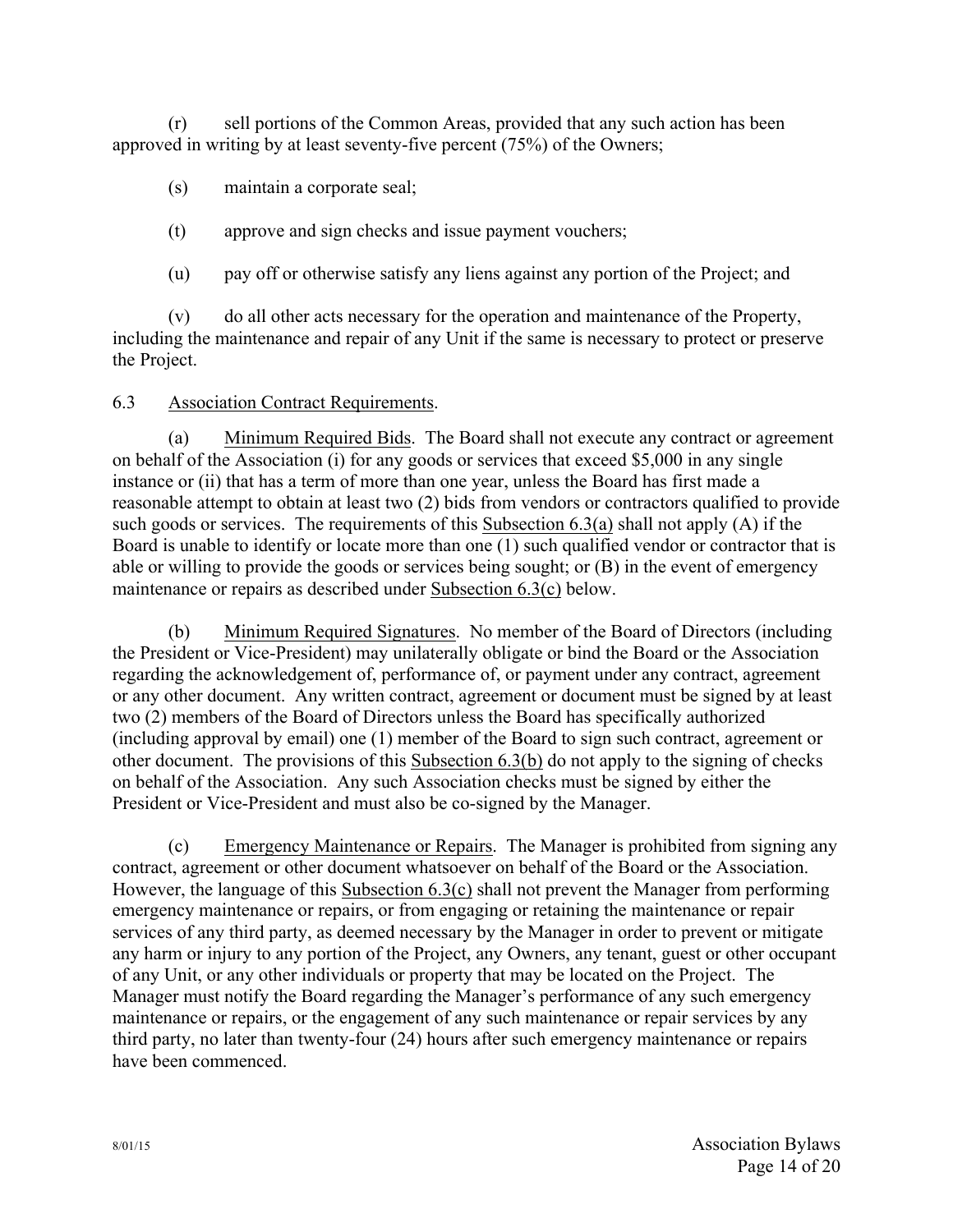(r) sell portions of the Common Areas, provided that any such action has been approved in writing by at least seventy-five percent (75%) of the Owners;

(s) maintain a corporate seal;

(t) approve and sign checks and issue payment vouchers;

(u) pay off or otherwise satisfy any liens against any portion of the Project; and

(v) do all other acts necessary for the operation and maintenance of the Property, including the maintenance and repair of any Unit if the same is necessary to protect or preserve the Project.

6.3 Association Contract Requirements.

(a) Minimum Required Bids. The Board shall not execute any contract or agreement on behalf of the Association (i) for any goods or services that exceed $5,000 in any single instance or (ii) that has a term of more than one year, unless the Board has first made a reasonable attempt to obtain at least two (2) bids from vendors or contractors qualified to provide such goods or services. The requirements of this Subsection 6.3(a) shall not apply (A) if the Board is unable to identify or locate more than one (1) such qualified vendor or contractor that is able or willing to provide the goods or services being sought; or (B) in the event of emergency maintenance or repairs as described under Subsection 6.3(c) below.

(b) Minimum Required Signatures. No member of the Board of Directors (including the President or Vice-President) may unilaterally obligate or bind the Board or the Association regarding the acknowledgement of, performance of, or payment under any contract, agreement or any other document. Any written contract, agreement or document must be signed by at least two (2) members of the Board of Directors unless the Board has specifically authorized (including approval by email) one (1) member of the Board to sign such contract, agreement or other document. The provisions of this Subsection 6.3(b) do not apply to the signing of checks on behalf of the Association. Any such Association checks must be signed by either the President or Vice-President and must also be co-signed by the Manager.

(c) Emergency Maintenance or Repairs. The Manager is prohibited from signing any contract, agreement or other document whatsoever on behalf of the Board or the Association. However, the language of this Subsection 6.3(c) shall not prevent the Manager from performing emergency maintenance or repairs, or from engaging or retaining the maintenance or repair services of any third party, as deemed necessary by the Manager in order to prevent or mitigate any harm or injury to any portion of the Project, any Owners, any tenant, guest or other occupant of any Unit, or any other individuals or property that may be located on the Project. The Manager must notify the Board regarding the Manager's performance of any such emergency maintenance or repairs, or the engagement of any such maintenance or repair services by any third party, no later than twenty-four (24) hours after such emergency maintenance or repairs have been commenced.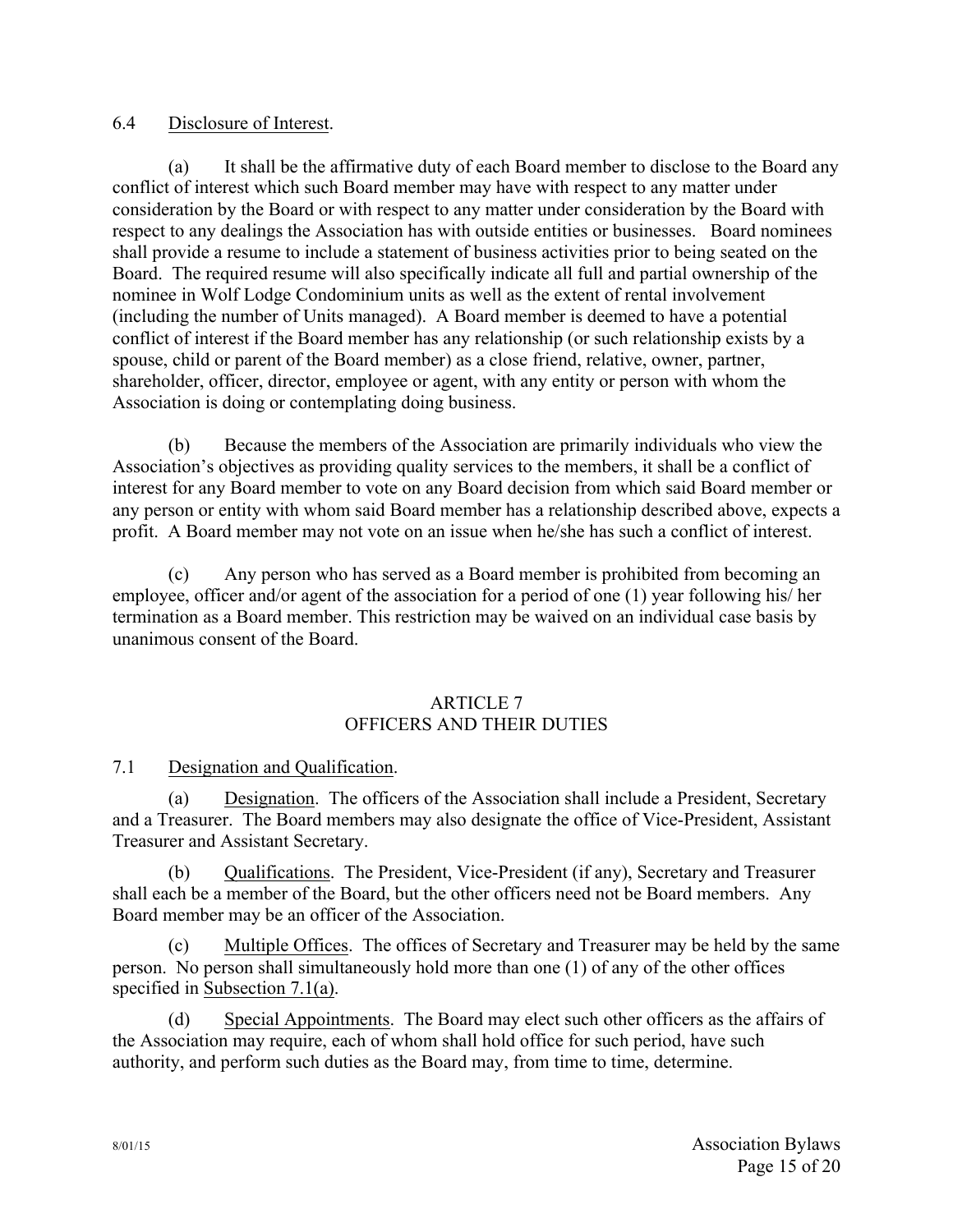6.4 Disclosure of Interest.

(a) It shall be the affirmative duty of each Board member to disclose to the Board any conflict of interest which such Board member may have with respect to any matter under consideration by the Board or with respect to any matter under consideration by the Board with respect to any dealings the Association has with outside entities or businesses. Board nominees shall provide a resume to include a statement of business activities prior to being seated on the Board. The required resume will also specifically indicate all full and partial ownership of the nominee in Wolf Lodge Condominium units as well as the extent of rental involvement (including the number of Units managed). A Board member is deemed to have a potential conflict of interest if the Board member has any relationship (or such relationship exists by a spouse, child or parent of the Board member) as a close friend, relative, owner, partner, shareholder, officer, director, employee or agent, with any entity or person with whom the Association is doing or contemplating doing business.

(b) Because the members of the Association are primarily individuals who view the Association's objectives as providing quality services to the members, it shall be a conflict of interest for any Board member to vote on any Board decision from which said Board member or any person or entity with whom said Board member has a relationship described above, expects a profit. A Board member may not vote on an issue when he/she has such a conflict of interest.

(c) Any person who has served as a Board member is prohibited from becoming an employee, officer and/or agent of the association for a period of one (1) year following his/ her termination as a Board member. This restriction may be waived on an individual case basis by unanimous consent of the Board.

## ARTICLE 7
## OFFICERS AND THEIR DUTIES

7.1 Designation and Qualification.

(a) Designation. The officers of the Association shall include a President, Secretary and a Treasurer. The Board members may also designate the office of Vice-President, Assistant Treasurer and Assistant Secretary.

(b) Qualifications. The President, Vice-President (if any), Secretary and Treasurer shall each be a member of the Board, but the other officers need not be Board members. Any Board member may be an officer of the Association.

(c) Multiple Offices. The offices of Secretary and Treasurer may be held by the same person. No person shall simultaneously hold more than one (1) of any of the other offices specified in Subsection 7.1(a).

(d) Special Appointments. The Board may elect such other officers as the affairs of the Association may require, each of whom shall hold office for such period, have such authority, and perform such duties as the Board may, from time to time, determine.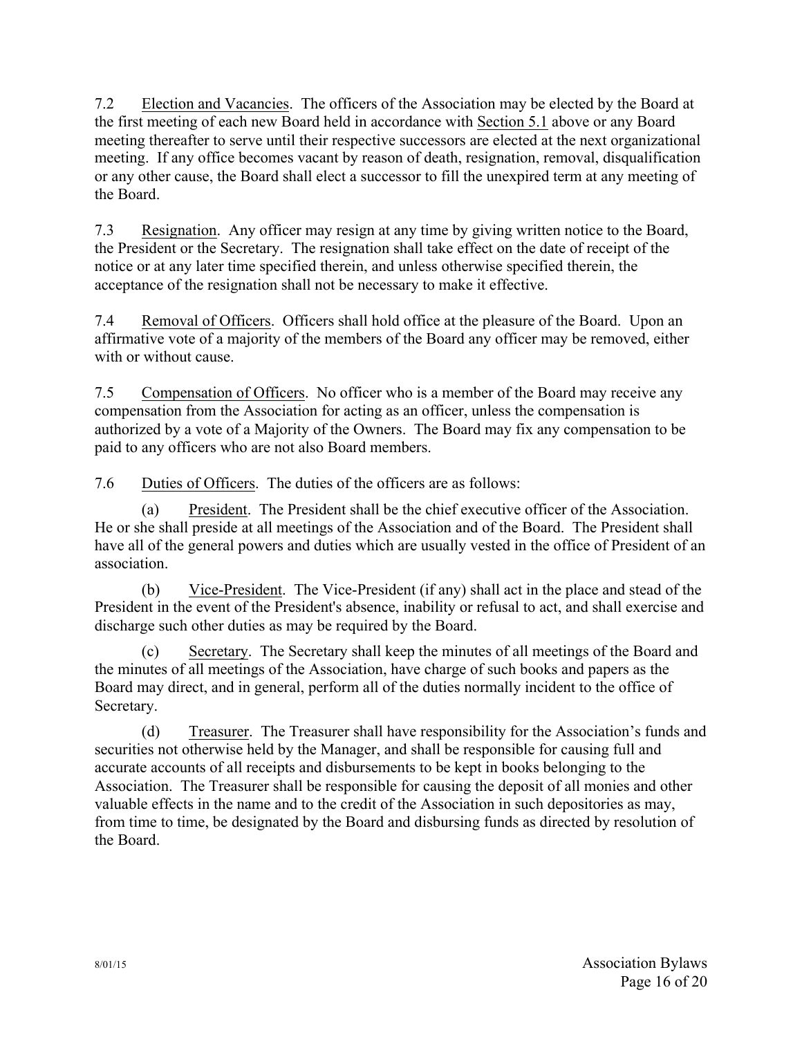7.2 Election and Vacancies. The officers of the Association may be elected by the Board at the first meeting of each new Board held in accordance with Section 5.1 above or any Board meeting thereafter to serve until their respective successors are elected at the next organizational meeting. If any office becomes vacant by reason of death, resignation, removal, disqualification or any other cause, the Board shall elect a successor to fill the unexpired term at any meeting of the Board.

7.3 Resignation. Any officer may resign at any time by giving written notice to the Board, the President or the Secretary. The resignation shall take effect on the date of receipt of the notice or at any later time specified therein, and unless otherwise specified therein, the acceptance of the resignation shall not be necessary to make it effective.

7.4 Removal of Officers. Officers shall hold office at the pleasure of the Board. Upon an affirmative vote of a majority of the members of the Board any officer may be removed, either with or without cause.

7.5 Compensation of Officers. No officer who is a member of the Board may receive any compensation from the Association for acting as an officer, unless the compensation is authorized by a vote of a Majority of the Owners. The Board may fix any compensation to be paid to any officers who are not also Board members.

7.6 Duties of Officers. The duties of the officers are as follows:

(a) President. The President shall be the chief executive officer of the Association. He or she shall preside at all meetings of the Association and of the Board. The President shall have all of the general powers and duties which are usually vested in the office of President of an association.

(b) Vice-President. The Vice-President (if any) shall act in the place and stead of the President in the event of the President's absence, inability or refusal to act, and shall exercise and discharge such other duties as may be required by the Board.

(c) Secretary. The Secretary shall keep the minutes of all meetings of the Board and the minutes of all meetings of the Association, have charge of such books and papers as the Board may direct, and in general, perform all of the duties normally incident to the office of Secretary.

(d) Treasurer. The Treasurer shall have responsibility for the Association's funds and securities not otherwise held by the Manager, and shall be responsible for causing full and accurate accounts of all receipts and disbursements to be kept in books belonging to the Association. The Treasurer shall be responsible for causing the deposit of all monies and other valuable effects in the name and to the credit of the Association in such depositories as may, from time to time, be designated by the Board and disbursing funds as directed by resolution of the Board.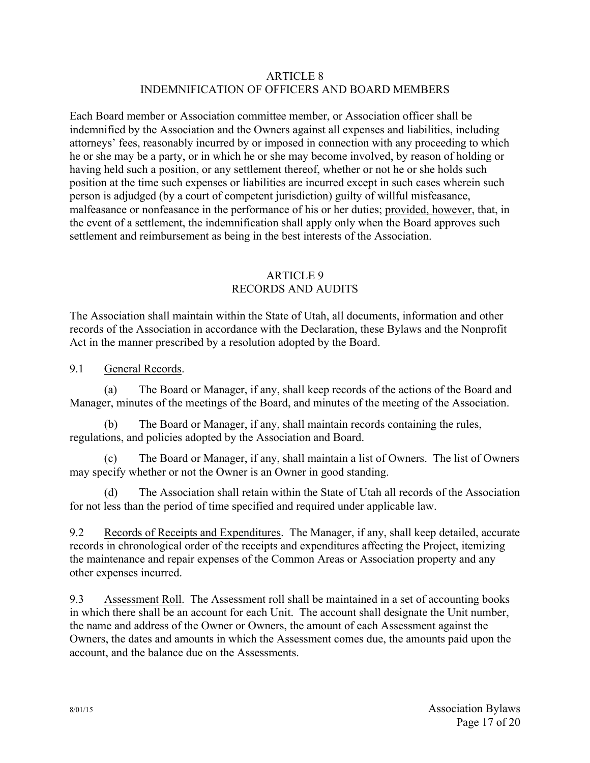## ARTICLE 8
## INDEMNIFICATION OF OFFICERS AND BOARD MEMBERS

Each Board member or Association committee member, or Association officer shall be indemnified by the Association and the Owners against all expenses and liabilities, including attorneys' fees, reasonably incurred by or imposed in connection with any proceeding to which he or she may be a party, or in which he or she may become involved, by reason of holding or having held such a position, or any settlement thereof, whether or not he or she holds such position at the time such expenses or liabilities are incurred except in such cases wherein such person is adjudged (by a court of competent jurisdiction) guilty of willful misfeasance, malfeasance or nonfeasance in the performance of his or her duties; <u>provided, however</u>, that, in the event of a settlement, the indemnification shall apply only when the Board approves such settlement and reimbursement as being in the best interests of the Association.

## ARTICLE 9
## RECORDS AND AUDITS

The Association shall maintain within the State of Utah, all documents, information and other records of the Association in accordance with the Declaration, these Bylaws and the Nonprofit Act in the manner prescribed by a resolution adopted by the Board.

9.1 <u>General Records</u>.

(a) The Board or Manager, if any, shall keep records of the actions of the Board and Manager, minutes of the meetings of the Board, and minutes of the meeting of the Association.

(b) The Board or Manager, if any, shall maintain records containing the rules, regulations, and policies adopted by the Association and Board.

(c) The Board or Manager, if any, shall maintain a list of Owners. The list of Owners may specify whether or not the Owner is an Owner in good standing.

(d) The Association shall retain within the State of Utah all records of the Association for not less than the period of time specified and required under applicable law.

9.2 <u>Records of Receipts and Expenditures</u>. The Manager, if any, shall keep detailed, accurate records in chronological order of the receipts and expenditures affecting the Project, itemizing the maintenance and repair expenses of the Common Areas or Association property and any other expenses incurred.

9.3 <u>Assessment Roll</u>. The Assessment roll shall be maintained in a set of accounting books in which there shall be an account for each Unit. The account shall designate the Unit number, the name and address of the Owner or Owners, the amount of each Assessment against the Owners, the dates and amounts in which the Assessment comes due, the amounts paid upon the account, and the balance due on the Assessments.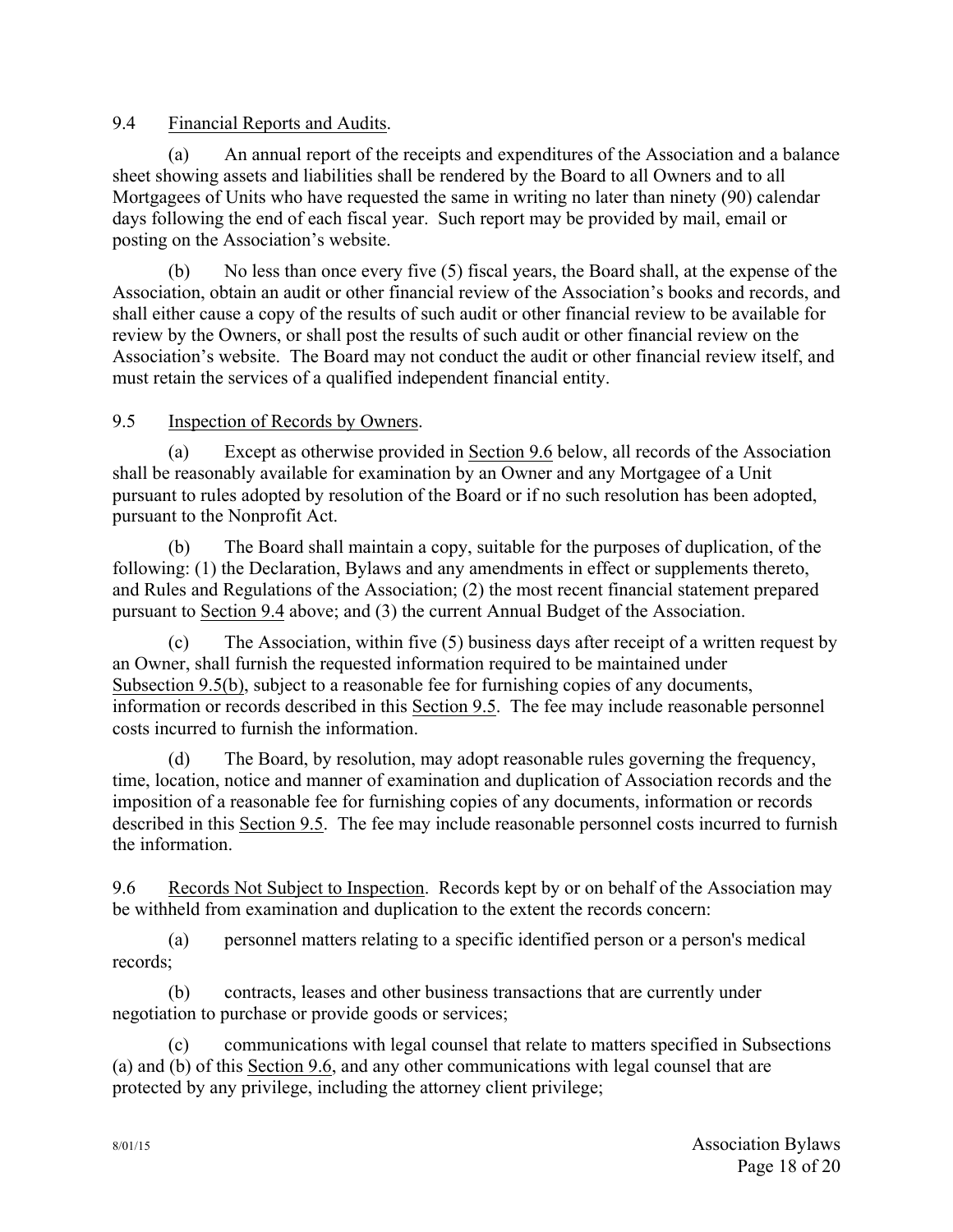9.4 Financial Reports and Audits.

(a) An annual report of the receipts and expenditures of the Association and a balance sheet showing assets and liabilities shall be rendered by the Board to all Owners and to all Mortgagees of Units who have requested the same in writing no later than ninety (90) calendar days following the end of each fiscal year. Such report may be provided by mail, email or posting on the Association's website.

(b) No less than once every five (5) fiscal years, the Board shall, at the expense of the Association, obtain an audit or other financial review of the Association's books and records, and shall either cause a copy of the results of such audit or other financial review to be available for review by the Owners, or shall post the results of such audit or other financial review on the Association's website. The Board may not conduct the audit or other financial review itself, and must retain the services of a qualified independent financial entity.

9.5 Inspection of Records by Owners.

(a) Except as otherwise provided in Section 9.6 below, all records of the Association shall be reasonably available for examination by an Owner and any Mortgagee of a Unit pursuant to rules adopted by resolution of the Board or if no such resolution has been adopted, pursuant to the Nonprofit Act.

(b) The Board shall maintain a copy, suitable for the purposes of duplication, of the following: (1) the Declaration, Bylaws and any amendments in effect or supplements thereto, and Rules and Regulations of the Association; (2) the most recent financial statement prepared pursuant to Section 9.4 above; and (3) the current Annual Budget of the Association.

(c) The Association, within five (5) business days after receipt of a written request by an Owner, shall furnish the requested information required to be maintained under Subsection 9.5(b), subject to a reasonable fee for furnishing copies of any documents, information or records described in this Section 9.5. The fee may include reasonable personnel costs incurred to furnish the information.

(d) The Board, by resolution, may adopt reasonable rules governing the frequency, time, location, notice and manner of examination and duplication of Association records and the imposition of a reasonable fee for furnishing copies of any documents, information or records described in this Section 9.5. The fee may include reasonable personnel costs incurred to furnish the information.

9.6 Records Not Subject to Inspection. Records kept by or on behalf of the Association may be withheld from examination and duplication to the extent the records concern:

(a) personnel matters relating to a specific identified person or a person's medical records;

(b) contracts, leases and other business transactions that are currently under negotiation to purchase or provide goods or services;

(c) communications with legal counsel that relate to matters specified in Subsections (a) and (b) of this Section 9.6, and any other communications with legal counsel that are protected by any privilege, including the attorney client privilege;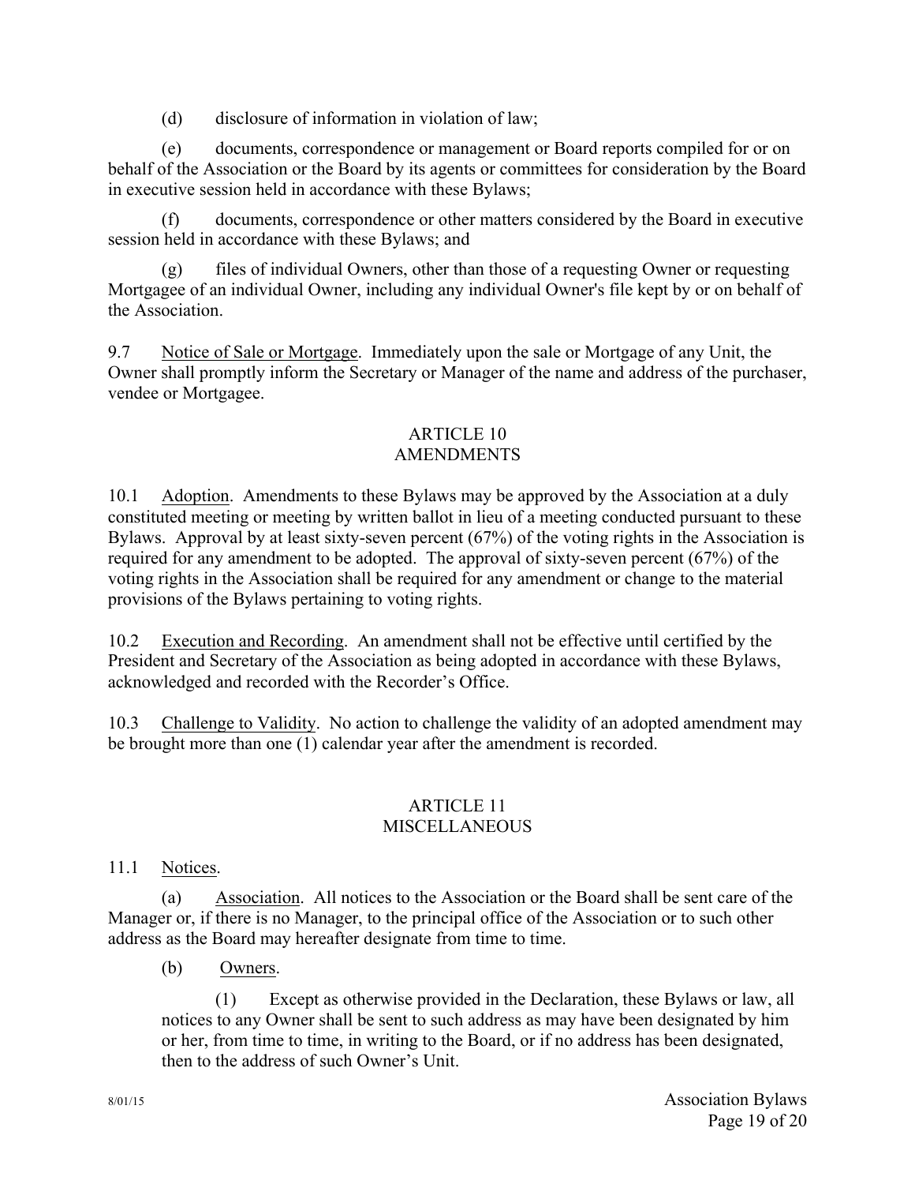(d) disclosure of information in violation of law;

(e) documents, correspondence or management or Board reports compiled for or on behalf of the Association or the Board by its agents or committees for consideration by the Board in executive session held in accordance with these Bylaws;

(f) documents, correspondence or other matters considered by the Board in executive session held in accordance with these Bylaws; and

(g) files of individual Owners, other than those of a requesting Owner or requesting Mortgagee of an individual Owner, including any individual Owner's file kept by or on behalf of the Association.

9.7 Notice of Sale or Mortgage. Immediately upon the sale or Mortgage of any Unit, the Owner shall promptly inform the Secretary or Manager of the name and address of the purchaser, vendee or Mortgagee.

## ARTICLE 10
## AMENDMENTS

10.1 Adoption. Amendments to these Bylaws may be approved by the Association at a duly constituted meeting or meeting by written ballot in lieu of a meeting conducted pursuant to these Bylaws. Approval by at least sixty-seven percent (67%) of the voting rights in the Association is required for any amendment to be adopted. The approval of sixty-seven percent (67%) of the voting rights in the Association shall be required for any amendment or change to the material provisions of the Bylaws pertaining to voting rights.

10.2 Execution and Recording. An amendment shall not be effective until certified by the President and Secretary of the Association as being adopted in accordance with these Bylaws, acknowledged and recorded with the Recorder's Office.

10.3 Challenge to Validity. No action to challenge the validity of an adopted amendment may be brought more than one (1) calendar year after the amendment is recorded.

## ARTICLE 11
## MISCELLANEOUS

11.1 Notices.

(a) Association. All notices to the Association or the Board shall be sent care of the Manager or, if there is no Manager, to the principal office of the Association or to such other address as the Board may hereafter designate from time to time.

(b) Owners.

(1) Except as otherwise provided in the Declaration, these Bylaws or law, all notices to any Owner shall be sent to such address as may have been designated by him or her, from time to time, in writing to the Board, or if no address has been designated, then to the address of such Owner's Unit.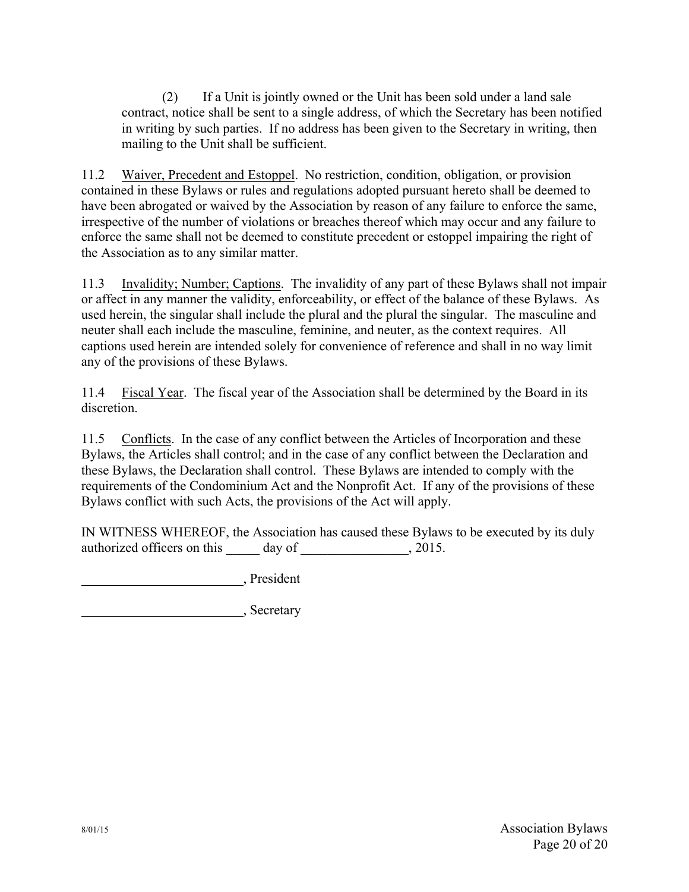(2) If a Unit is jointly owned or the Unit has been sold under a land sale contract, notice shall be sent to a single address, of which the Secretary has been notified in writing by such parties. If no address has been given to the Secretary in writing, then mailing to the Unit shall be sufficient.

11.2 Waiver, Precedent and Estoppel. No restriction, condition, obligation, or provision contained in these Bylaws or rules and regulations adopted pursuant hereto shall be deemed to have been abrogated or waived by the Association by reason of any failure to enforce the same, irrespective of the number of violations or breaches thereof which may occur and any failure to enforce the same shall not be deemed to constitute precedent or estoppel impairing the right of the Association as to any similar matter.

11.3 Invalidity; Number; Captions. The invalidity of any part of these Bylaws shall not impair or affect in any manner the validity, enforceability, or effect of the balance of these Bylaws. As used herein, the singular shall include the plural and the plural the singular. The masculine and neuter shall each include the masculine, feminine, and neuter, as the context requires. All captions used herein are intended solely for convenience of reference and shall in no way limit any of the provisions of these Bylaws.

11.4 Fiscal Year. The fiscal year of the Association shall be determined by the Board in its discretion.

11.5 Conflicts. In the case of any conflict between the Articles of Incorporation and these Bylaws, the Articles shall control; and in the case of any conflict between the Declaration and these Bylaws, the Declaration shall control. These Bylaws are intended to comply with the requirements of the Condominium Act and the Nonprofit Act. If any of the provisions of these Bylaws conflict with such Acts, the provisions of the Act will apply.

IN WITNESS WHEREOF, the Association has caused these Bylaws to be executed by its duly authorized officers on this _____ day of ________________, 2015.

________________________, President

________________________, Secretary